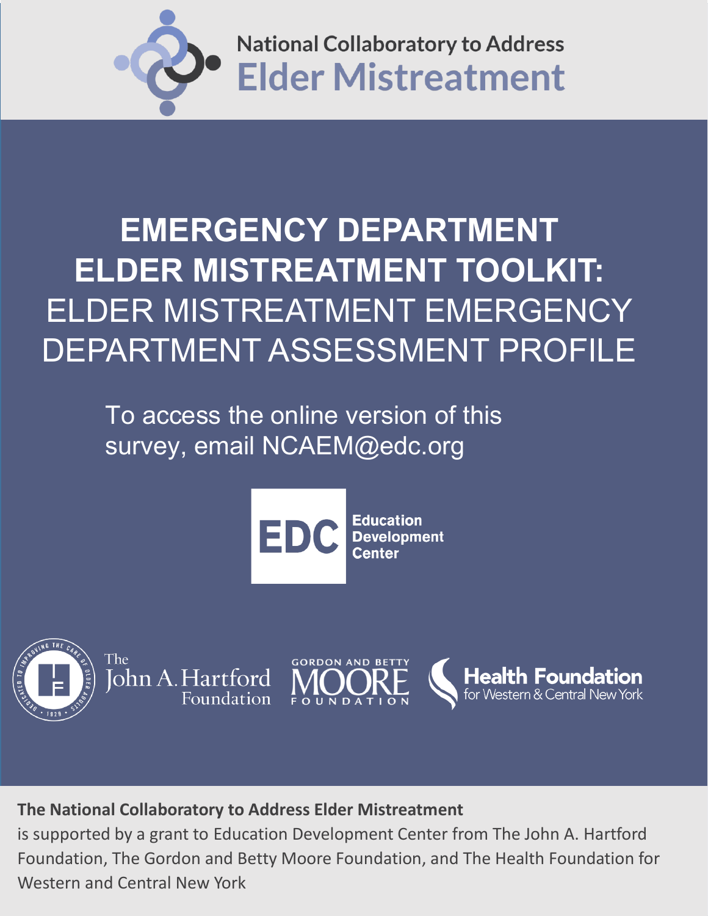National Collaboratory to Address
**Elder Mistreatment**

# EMERGENCY DEPARTMENT ELDER MISTREATMENT TOOLKIT: ELDER MISTREATMENT EMERGENCY DEPARTMENT ASSESSMENT PROFILE

To access the online version of this survey, email NCAEM@edc.org

EDC Education Development Center

The John A. Hartford Foundation

Gordon and Betty Moore Foundation

Health Foundation for Western & Central New York

**The National Collaboratory to Address Elder Mistreatment**
is supported by a grant to Education Development Center from The John A. Hartford Foundation, The Gordon and Betty Moore Foundation, and The Health Foundation for Western and Central New York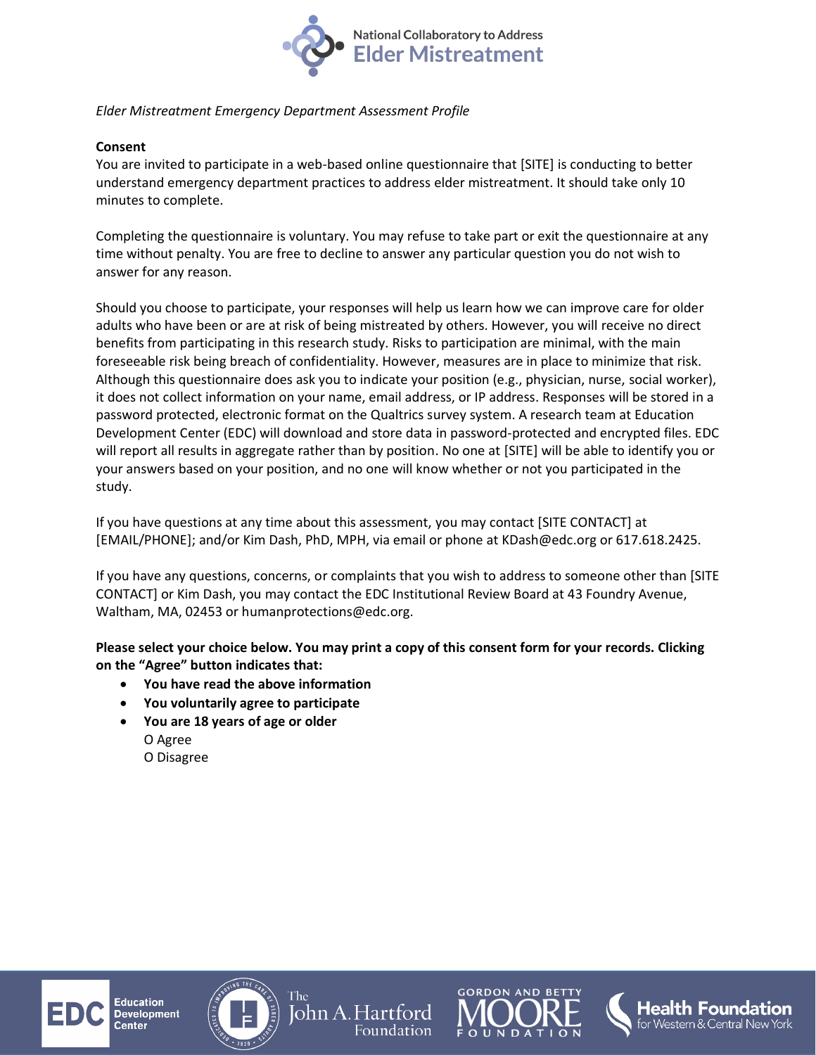*Elder Mistreatment Emergency Department Assessment Profile*

**Consent**

You are invited to participate in a web-based online questionnaire that [SITE] is conducting to better understand emergency department practices to address elder mistreatment. It should take only 10 minutes to complete.

Completing the questionnaire is voluntary. You may refuse to take part or exit the questionnaire at any time without penalty. You are free to decline to answer any particular question you do not wish to answer for any reason.

Should you choose to participate, your responses will help us learn how we can improve care for older adults who have been or are at risk of being mistreated by others. However, you will receive no direct benefits from participating in this research study. Risks to participation are minimal, with the main foreseeable risk being breach of confidentiality. However, measures are in place to minimize that risk. Although this questionnaire does ask you to indicate your position (e.g., physician, nurse, social worker), it does not collect information on your name, email address, or IP address. Responses will be stored in a password protected, electronic format on the Qualtrics survey system. A research team at Education Development Center (EDC) will download and store data in password-protected and encrypted files. EDC will report all results in aggregate rather than by position. No one at [SITE] will be able to identify you or your answers based on your position, and no one will know whether or not you participated in the study.

If you have questions at any time about this assessment, you may contact [SITE CONTACT] at [EMAIL/PHONE]; and/or Kim Dash, PhD, MPH, via email or phone at KDash@edc.org or 617.618.2425.

If you have any questions, concerns, or complaints that you wish to address to someone other than [SITE CONTACT] or Kim Dash, you may contact the EDC Institutional Review Board at 43 Foundry Avenue, Waltham, MA, 02453 or humanprotections@edc.org.

**Please select your choice below. You may print a copy of this consent form for your records. Clicking on the "Agree" button indicates that:**

- **You have read the above information**
- **You voluntarily agree to participate**
- **You are 18 years of age or older**

  O Agree
  O Disagree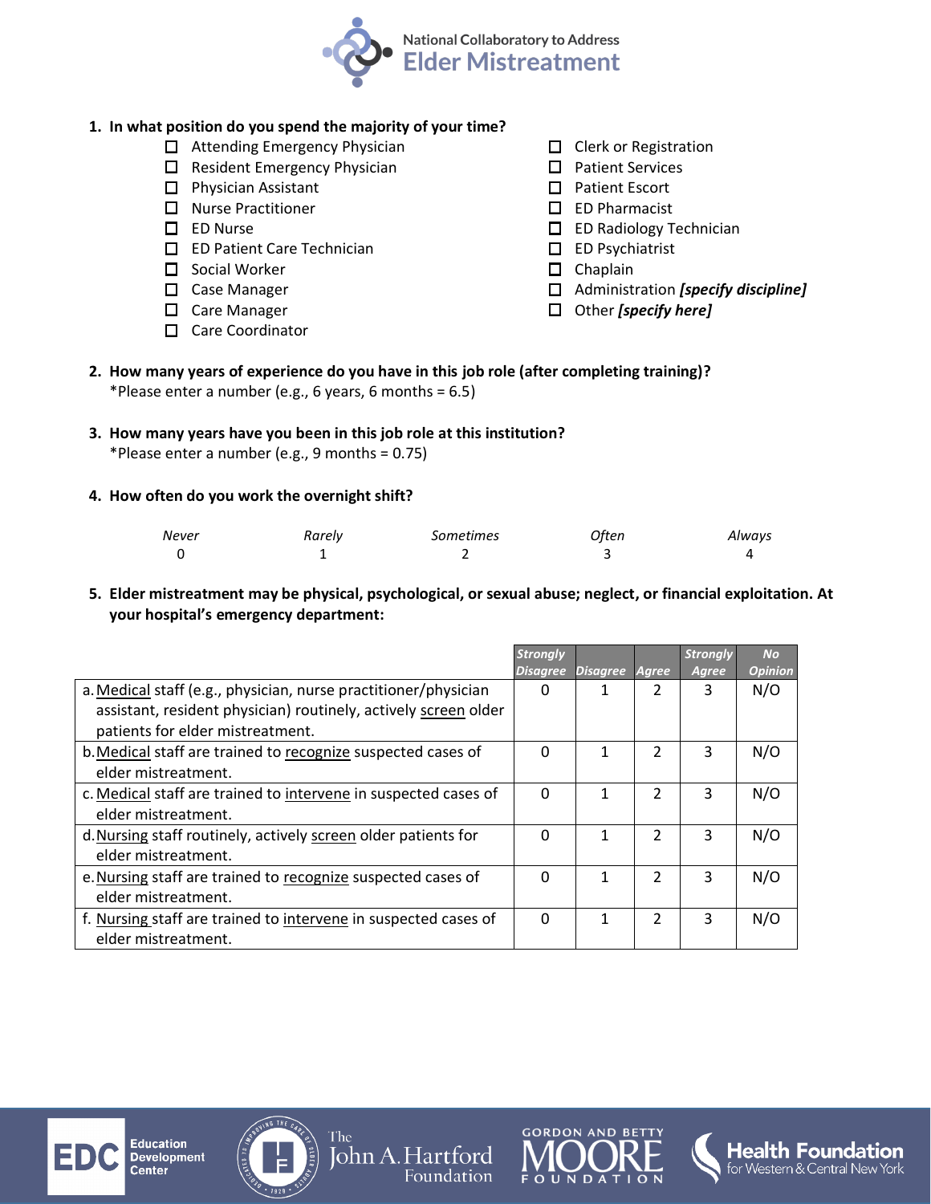**National Collaboratory to Address Elder Mistreatment**

1. **In what position do you spend the majority of your time?**
   - ☐ Attending Emergency Physician
   - ☐ Resident Emergency Physician
   - ☐ Physician Assistant
   - ☐ Nurse Practitioner
   - ☐ ED Nurse
   - ☐ ED Patient Care Technician
   - ☐ Social Worker
   - ☐ Case Manager
   - ☐ Care Manager
   - ☐ Care Coordinator
   - ☐ Clerk or Registration
   - ☐ Patient Services
   - ☐ Patient Escort
   - ☐ ED Pharmacist
   - ☐ ED Radiology Technician
   - ☐ ED Psychiatrist
   - ☐ Chaplain
   - ☐ Administration ***[specify discipline]***
   - ☐ Other ***[specify here]***

2. **How many years of experience do you have in this job role (after completing training)?**
   *Please enter a number (e.g., 6 years, 6 months = 6.5)

3. **How many years have you been in this job role at this institution?**
   *Please enter a number (e.g., 9 months = 0.75)

4. **How often do you work the overnight shift?**

| *Never* | *Rarely* | *Sometimes* | *Often* | *Always* |
|---|---|---|---|---|
| 0 | 1 | 2 | 3 | 4 |

5. **Elder mistreatment may be physical, psychological, or sexual abuse; neglect, or financial exploitation. At your hospital's emergency department:**

| | *Strongly Disagree* | *Disagree* | *Agree* | *Strongly Agree* | *No Opinion* |
|---|---|---|---|---|---|
| a. Medical staff (e.g., physician, nurse practitioner/physician assistant, resident physician) routinely, actively screen older patients for elder mistreatment. | 0 | 1 | 2 | 3 | N/O |
| b. Medical staff are trained to recognize suspected cases of elder mistreatment. | 0 | 1 | 2 | 3 | N/O |
| c. Medical staff are trained to intervene in suspected cases of elder mistreatment. | 0 | 1 | 2 | 3 | N/O |
| d. Nursing staff routinely, actively screen older patients for elder mistreatment. | 0 | 1 | 2 | 3 | N/O |
| e. Nursing staff are trained to recognize suspected cases of elder mistreatment. | 0 | 1 | 2 | 3 | N/O |
| f. Nursing staff are trained to intervene in suspected cases of elder mistreatment. | 0 | 1 | 2 | 3 | N/O |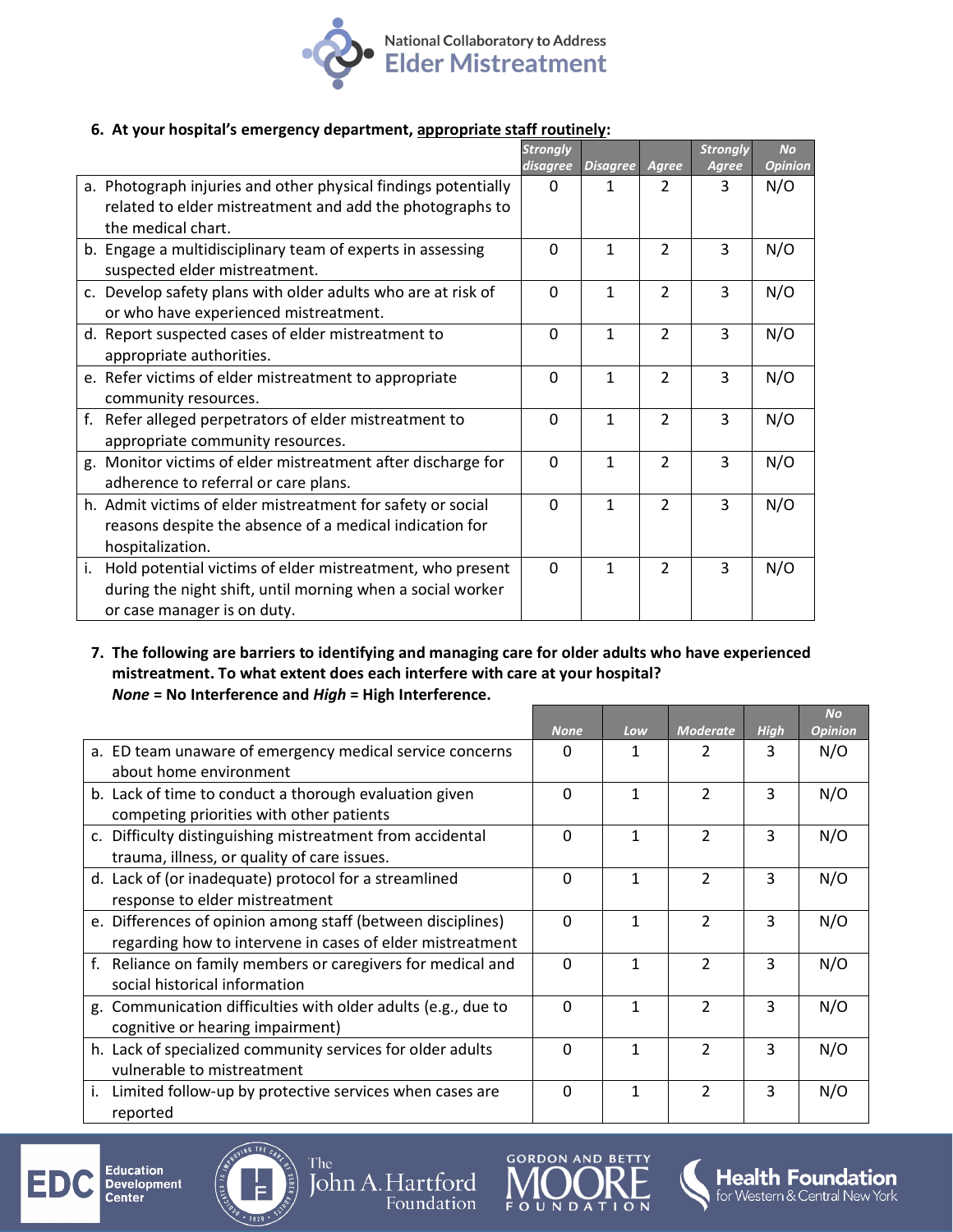**6. At your hospital's emergency department, appropriate staff routinely:**

| | *Strongly disagree* | *Disagree* | *Agree* | *Strongly Agree* | *No Opinion* |
|---|---|---|---|---|---|
| a. Photograph injuries and other physical findings potentially related to elder mistreatment and add the photographs to the medical chart. | 0 | 1 | 2 | 3 | N/O |
| b. Engage a multidisciplinary team of experts in assessing suspected elder mistreatment. | 0 | 1 | 2 | 3 | N/O |
| c. Develop safety plans with older adults who are at risk of or who have experienced mistreatment. | 0 | 1 | 2 | 3 | N/O |
| d. Report suspected cases of elder mistreatment to appropriate authorities. | 0 | 1 | 2 | 3 | N/O |
| e. Refer victims of elder mistreatment to appropriate community resources. | 0 | 1 | 2 | 3 | N/O |
| f. Refer alleged perpetrators of elder mistreatment to appropriate community resources. | 0 | 1 | 2 | 3 | N/O |
| g. Monitor victims of elder mistreatment after discharge for adherence to referral or care plans. | 0 | 1 | 2 | 3 | N/O |
| h. Admit victims of elder mistreatment for safety or social reasons despite the absence of a medical indication for hospitalization. | 0 | 1 | 2 | 3 | N/O |
| i. Hold potential victims of elder mistreatment, who present during the night shift, until morning when a social worker or case manager is on duty. | 0 | 1 | 2 | 3 | N/O |

**7. The following are barriers to identifying and managing care for older adults who have experienced mistreatment. To what extent does each interfere with care at your hospital?**
***None* = No Interference and *High* = High Interference.**

| | *None* | *Low* | *Moderate* | *High* | *No Opinion* |
|---|---|---|---|---|---|
| a. ED team unaware of emergency medical service concerns about home environment | 0 | 1 | 2 | 3 | N/O |
| b. Lack of time to conduct a thorough evaluation given competing priorities with other patients | 0 | 1 | 2 | 3 | N/O |
| c. Difficulty distinguishing mistreatment from accidental trauma, illness, or quality of care issues. | 0 | 1 | 2 | 3 | N/O |
| d. Lack of (or inadequate) protocol for a streamlined response to elder mistreatment | 0 | 1 | 2 | 3 | N/O |
| e. Differences of opinion among staff (between disciplines) regarding how to intervene in cases of elder mistreatment | 0 | 1 | 2 | 3 | N/O |
| f. Reliance on family members or caregivers for medical and social historical information | 0 | 1 | 2 | 3 | N/O |
| g. Communication difficulties with older adults (e.g., due to cognitive or hearing impairment) | 0 | 1 | 2 | 3 | N/O |
| h. Lack of specialized community services for older adults vulnerable to mistreatment | 0 | 1 | 2 | 3 | N/O |
| i. Limited follow-up by protective services when cases are reported | 0 | 1 | 2 | 3 | N/O |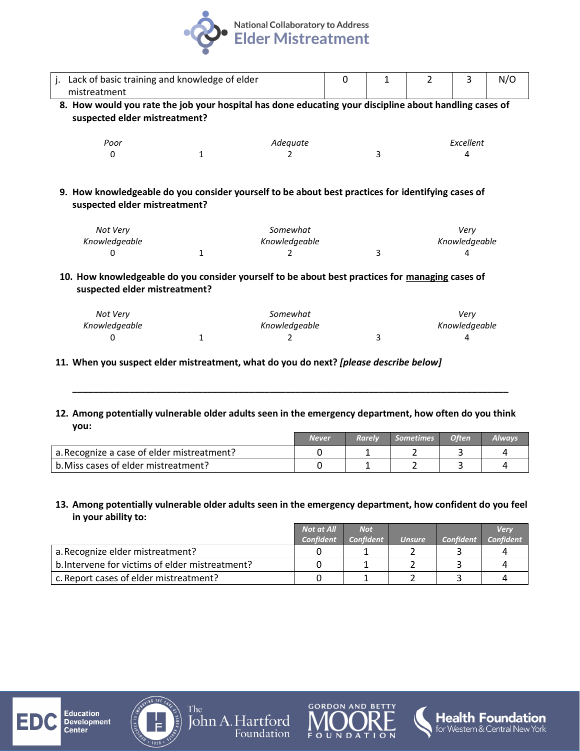| j. Lack of basic training and knowledge of elder mistreatment | 0 | 1 | 2 | 3 | N/O |
|---|---|---|---|---|---|

**8. How would you rate the job your hospital has done educating your discipline about handling cases of suspected elder mistreatment?**

| *Poor* | | *Adequate* | | *Excellent* |
|---|---|---|---|---|
| 0 | 1 | 2 | 3 | 4 |

**9. How knowledgeable do you consider yourself to be about best practices for identifying cases of suspected elder mistreatment?**

| *Not Very Knowledgeable* | | *Somewhat Knowledgeable* | | *Very Knowledgeable* |
|---|---|---|---|---|
| 0 | 1 | 2 | 3 | 4 |

**10. How knowledgeable do you consider yourself to be about best practices for managing cases of suspected elder mistreatment?**

| *Not Very Knowledgeable* | | *Somewhat Knowledgeable* | | *Very Knowledgeable* |
|---|---|---|---|---|
| 0 | 1 | 2 | 3 | 4 |

**11. When you suspect elder mistreatment, what do you do next? *[please describe below]***

______________________________________________________________________________

**12. Among potentially vulnerable older adults seen in the emergency department, how often do you think you:**

| | *Never* | *Rarely* | *Sometimes* | *Often* | *Always* |
|---|---|---|---|---|---|
| a. Recognize a case of elder mistreatment? | 0 | 1 | 2 | 3 | 4 |
| b. Miss cases of elder mistreatment? | 0 | 1 | 2 | 3 | 4 |

**13. Among potentially vulnerable older adults seen in the emergency department, how confident do you feel in your ability to:**

| | *Not at All Confident* | *Not Confident* | *Unsure* | *Confident* | *Very Confident* |
|---|---|---|---|---|---|
| a. Recognize elder mistreatment? | 0 | 1 | 2 | 3 | 4 |
| b. Intervene for victims of elder mistreatment? | 0 | 1 | 2 | 3 | 4 |
| c. Report cases of elder mistreatment? | 0 | 1 | 2 | 3 | 4 |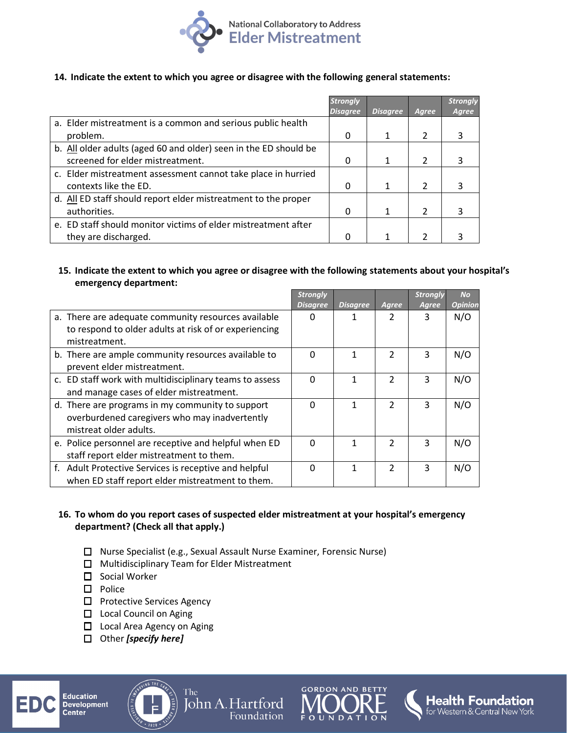**14. Indicate the extent to which you agree or disagree with the following general statements:**

| | *Strongly Disagree* | *Disagree* | *Agree* | *Strongly Agree* |
|---|---|---|---|---|
| a. Elder mistreatment is a common and serious public health problem. | 0 | 1 | 2 | 3 |
| b. All older adults (aged 60 and older) seen in the ED should be screened for elder mistreatment. | 0 | 1 | 2 | 3 |
| c. Elder mistreatment assessment cannot take place in hurried contexts like the ED. | 0 | 1 | 2 | 3 |
| d. All ED staff should report elder mistreatment to the proper authorities. | 0 | 1 | 2 | 3 |
| e. ED staff should monitor victims of elder mistreatment after they are discharged. | 0 | 1 | 2 | 3 |

**15. Indicate the extent to which you agree or disagree with the following statements about your hospital's emergency department:**

| | *Strongly Disagree* | *Disagree* | *Agree* | *Strongly Agree* | *No Opinion* |
|---|---|---|---|---|---|
| a. There are adequate community resources available to respond to older adults at risk of or experiencing mistreatment. | 0 | 1 | 2 | 3 | N/O |
| b. There are ample community resources available to prevent elder mistreatment. | 0 | 1 | 2 | 3 | N/O |
| c. ED staff work with multidisciplinary teams to assess and manage cases of elder mistreatment. | 0 | 1 | 2 | 3 | N/O |
| d. There are programs in my community to support overburdened caregivers who may inadvertently mistreat older adults. | 0 | 1 | 2 | 3 | N/O |
| e. Police personnel are receptive and helpful when ED staff report elder mistreatment to them. | 0 | 1 | 2 | 3 | N/O |
| f. Adult Protective Services is receptive and helpful when ED staff report elder mistreatment to them. | 0 | 1 | 2 | 3 | N/O |

**16. To whom do you report cases of suspected elder mistreatment at your hospital's emergency department? (Check all that apply.)**

- ☐ Nurse Specialist (e.g., Sexual Assault Nurse Examiner, Forensic Nurse)
- ☐ Multidisciplinary Team for Elder Mistreatment
- ☐ Social Worker
- ☐ Police
- ☐ Protective Services Agency
- ☐ Local Council on Aging
- ☐ Local Area Agency on Aging
- ☐ Other ***[specify here]***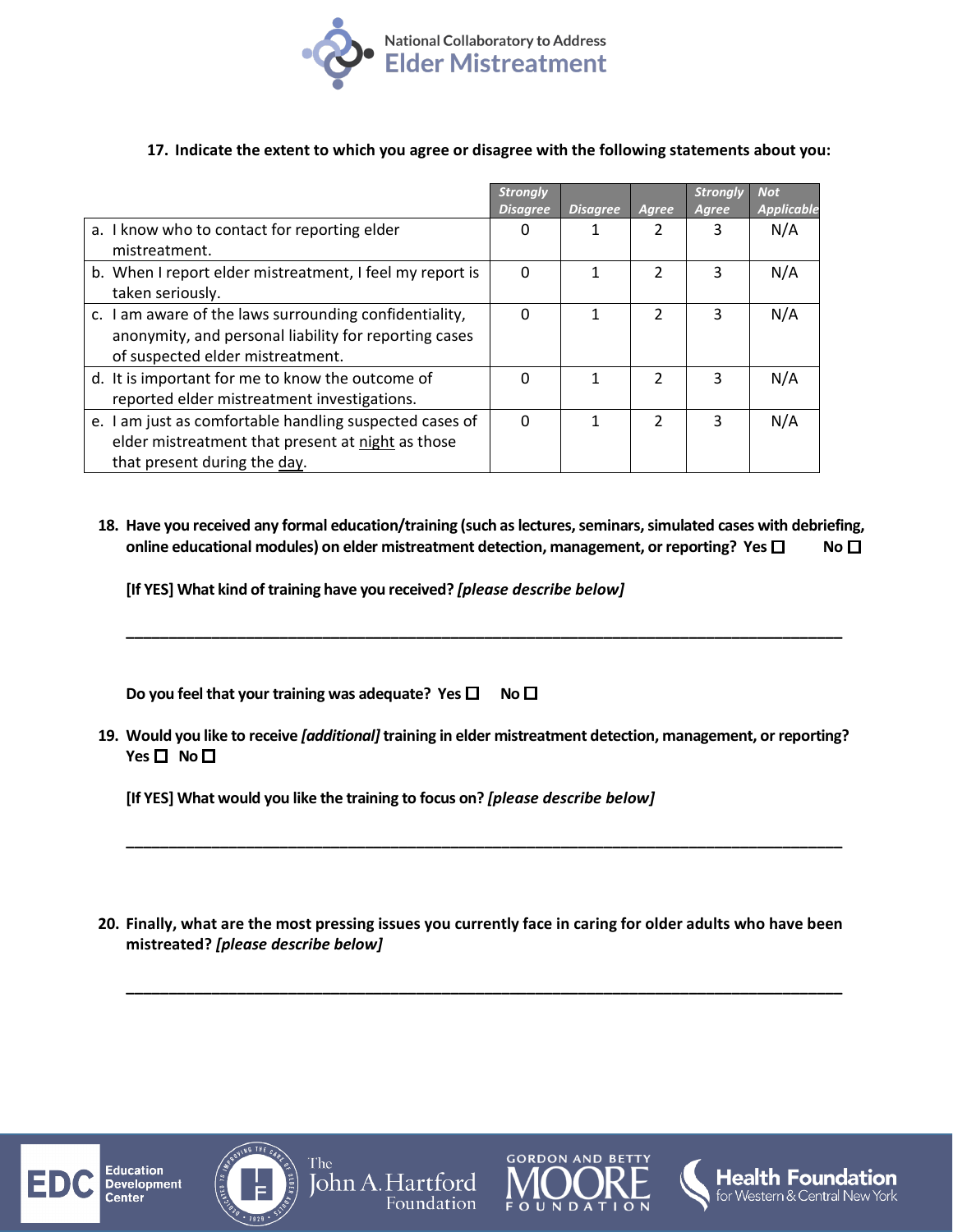**17. Indicate the extent to which you agree or disagree with the following statements about you:**

| | *Strongly Disagree* | *Disagree* | *Agree* | *Strongly Agree* | *Not Applicable* |
|---|---|---|---|---|---|
| a. I know who to contact for reporting elder mistreatment. | 0 | 1 | 2 | 3 | N/A |
| b. When I report elder mistreatment, I feel my report is taken seriously. | 0 | 1 | 2 | 3 | N/A |
| c. I am aware of the laws surrounding confidentiality, anonymity, and personal liability for reporting cases of suspected elder mistreatment. | 0 | 1 | 2 | 3 | N/A |
| d. It is important for me to know the outcome of reported elder mistreatment investigations. | 0 | 1 | 2 | 3 | N/A |
| e. I am just as comfortable handling suspected cases of elder mistreatment that present at <u>night</u> as those that present during the <u>day</u>. | 0 | 1 | 2 | 3 | N/A |

**18. Have you received any formal education/training (such as lectures, seminars, simulated cases with debriefing, online educational modules) on elder mistreatment detection, management, or reporting? Yes ☐ No ☐**

**[If YES] What kind of training have you received? *[please describe below]***

______________________________________________________________________________

**Do you feel that your training was adequate? Yes ☐ No ☐**

**19. Would you like to receive *[additional]* training in elder mistreatment detection, management, or reporting? Yes ☐ No ☐**

**[If YES] What would you like the training to focus on? *[please describe below]***

______________________________________________________________________________

**20. Finally, what are the most pressing issues you currently face in caring for older adults who have been mistreated? *[please describe below]***

______________________________________________________________________________